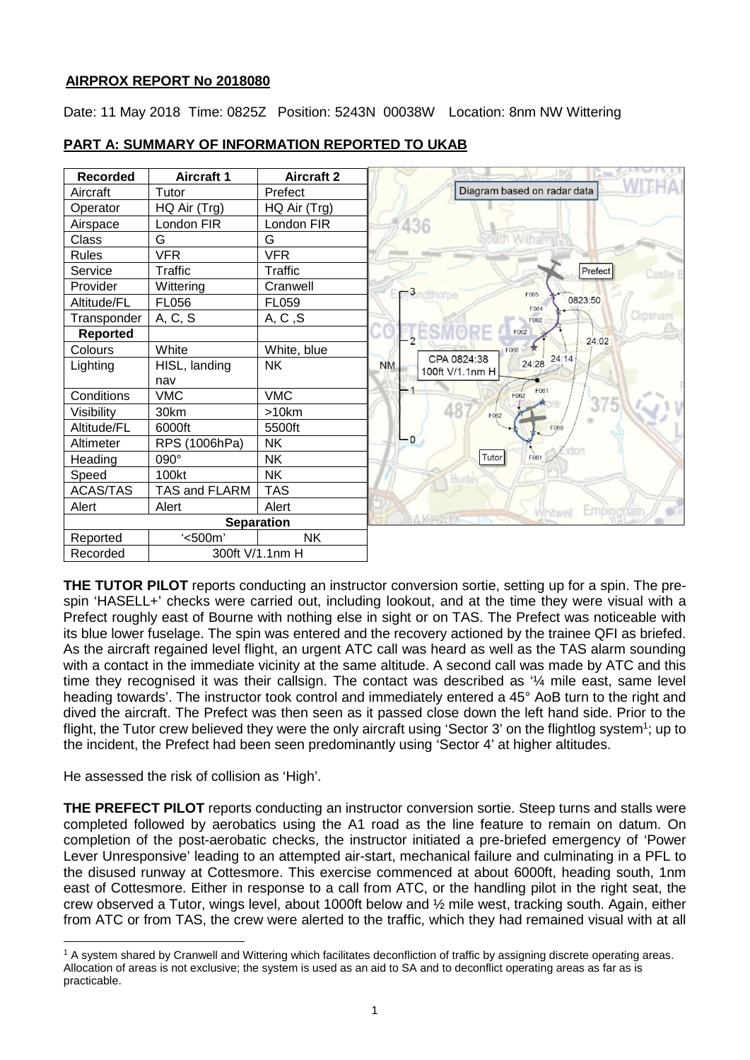**AIRPROX REPORT No 2018080**

Date: 11 May 2018 Time: 0825Z Position: 5243N 00038W Location: 8nm NW Wittering

## PART A: SUMMARY OF INFORMATION REPORTED TO UKAB

| Recorded | Aircraft 1 | Aircraft 2 |
|---|---|---|
| Aircraft | Tutor | Prefect |
| Operator | HQ Air (Trg) | HQ Air (Trg) |
| Airspace | London FIR | London FIR |
| Class | G | G |
| Rules | VFR | VFR |
| Service | Traffic | Traffic |
| Provider | Wittering | Cranwell |
| Altitude/FL | FL056 | FL059 |
| Transponder | A, C, S | A, C ,S |
| **Reported** | | |
| Colours | White | White, blue |
| Lighting | HISL, landing nav | NK |
| Conditions | VMC | VMC |
| Visibility | 30km | >10km |
| Altitude/FL | 6000ft | 5500ft |
| Altimeter | RPS (1006hPa) | NK |
| Heading | 090° | NK |
| Speed | 100kt | NK |
| ACAS/TAS | TAS and FLARM | TAS |
| Alert | Alert | Alert |
| **Separation** | | |
| Reported | '<500m' | NK |
| Recorded | 300ft V/1.1nm H | |

Diagram based on radar data

**THE TUTOR PILOT** reports conducting an instructor conversion sortie, setting up for a spin. The pre-spin 'HASELL+' checks were carried out, including lookout, and at the time they were visual with a Prefect roughly east of Bourne with nothing else in sight or on TAS. The Prefect was noticeable with its blue lower fuselage. The spin was entered and the recovery actioned by the trainee QFI as briefed. As the aircraft regained level flight, an urgent ATC call was heard as well as the TAS alarm sounding with a contact in the immediate vicinity at the same altitude. A second call was made by ATC and this time they recognised it was their callsign. The contact was described as '¼ mile east, same level heading towards'. The instructor took control and immediately entered a 45° AoB turn to the right and dived the aircraft. The Prefect was then seen as it passed close down the left hand side. Prior to the flight, the Tutor crew believed they were the only aircraft using 'Sector 3' on the flightlog system[1]; up to the incident, the Prefect had been seen predominantly using 'Sector 4' at higher altitudes.

He assessed the risk of collision as 'High'.

**THE PREFECT PILOT** reports conducting an instructor conversion sortie. Steep turns and stalls were completed followed by aerobatics using the A1 road as the line feature to remain on datum. On completion of the post-aerobatic checks, the instructor initiated a pre-briefed emergency of 'Power Lever Unresponsive' leading to an attempted air-start, mechanical failure and culminating in a PFL to the disused runway at Cottesmore. This exercise commenced at about 6000ft, heading south, 1nm east of Cottesmore. Either in response to a call from ATC, or the handling pilot in the right seat, the crew observed a Tutor, wings level, about 1000ft below and ½ mile west, tracking south. Again, either from ATC or from TAS, the crew were alerted to the traffic, which they had remained visual with at all

[1] A system shared by Cranwell and Wittering which facilitates deconfliction of traffic by assigning discrete operating areas. Allocation of areas is not exclusive; the system is used as an aid to SA and to deconflict operating areas as far as is practicable.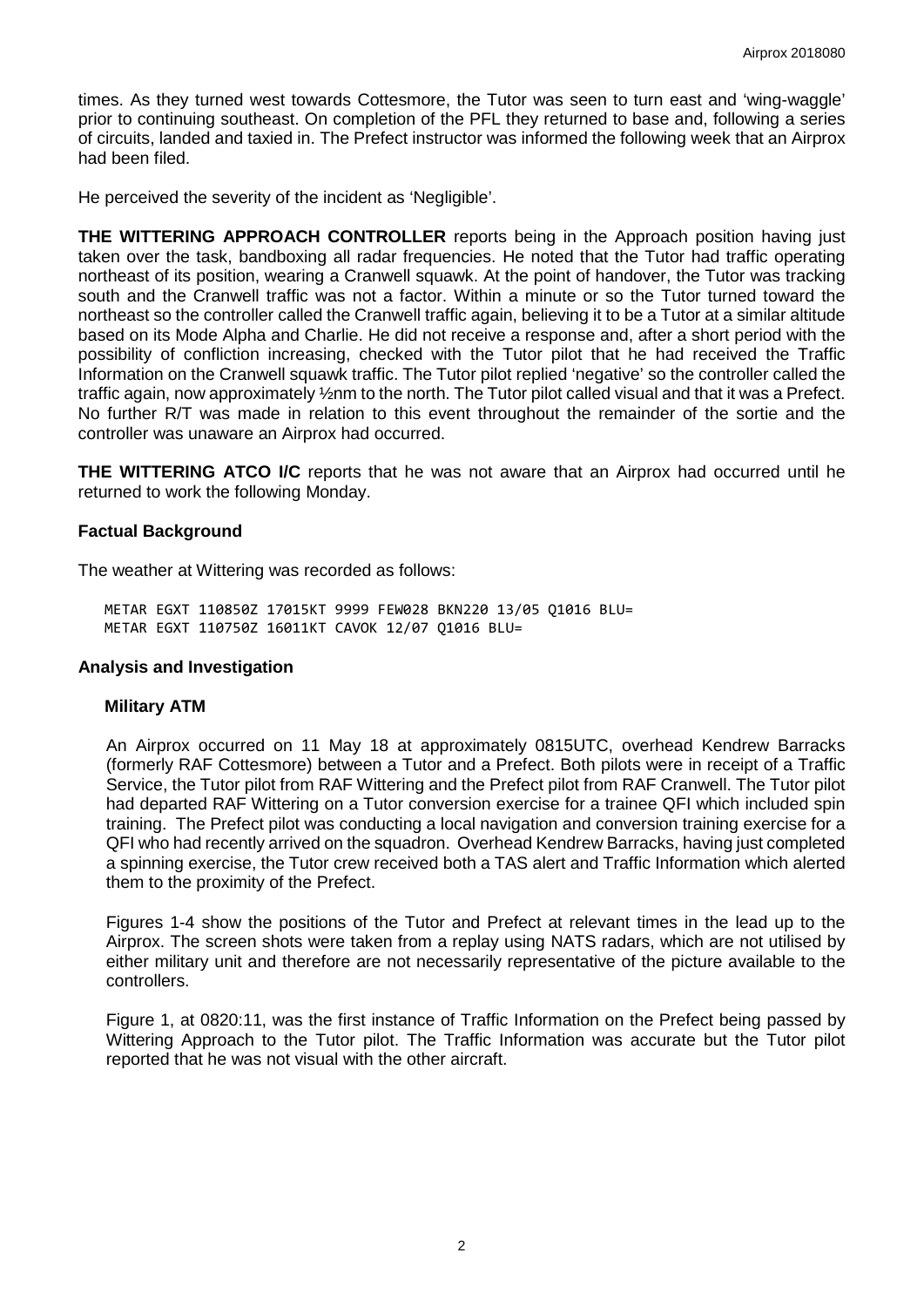times. As they turned west towards Cottesmore, the Tutor was seen to turn east and 'wing-waggle' prior to continuing southeast. On completion of the PFL they returned to base and, following a series of circuits, landed and taxied in. The Prefect instructor was informed the following week that an Airprox had been filed.

He perceived the severity of the incident as 'Negligible'.

**THE WITTERING APPROACH CONTROLLER** reports being in the Approach position having just taken over the task, bandboxing all radar frequencies. He noted that the Tutor had traffic operating northeast of its position, wearing a Cranwell squawk. At the point of handover, the Tutor was tracking south and the Cranwell traffic was not a factor. Within a minute or so the Tutor turned toward the northeast so the controller called the Cranwell traffic again, believing it to be a Tutor at a similar altitude based on its Mode Alpha and Charlie. He did not receive a response and, after a short period with the possibility of confliction increasing, checked with the Tutor pilot that he had received the Traffic Information on the Cranwell squawk traffic. The Tutor pilot replied 'negative' so the controller called the traffic again, now approximately ½nm to the north. The Tutor pilot called visual and that it was a Prefect. No further R/T was made in relation to this event throughout the remainder of the sortie and the controller was unaware an Airprox had occurred.

**THE WITTERING ATCO I/C** reports that he was not aware that an Airprox had occurred until he returned to work the following Monday.

## Factual Background

The weather at Wittering was recorded as follows:

```
METAR EGXT 110850Z 17015KT 9999 FEW028 BKN220 13/05 Q1016 BLU=
METAR EGXT 110750Z 16011KT CAVOK 12/07 Q1016 BLU=
```

## Analysis and Investigation

### Military ATM

An Airprox occurred on 11 May 18 at approximately 0815UTC, overhead Kendrew Barracks (formerly RAF Cottesmore) between a Tutor and a Prefect. Both pilots were in receipt of a Traffic Service, the Tutor pilot from RAF Wittering and the Prefect pilot from RAF Cranwell. The Tutor pilot had departed RAF Wittering on a Tutor conversion exercise for a trainee QFI which included spin training. The Prefect pilot was conducting a local navigation and conversion training exercise for a QFI who had recently arrived on the squadron. Overhead Kendrew Barracks, having just completed a spinning exercise, the Tutor crew received both a TAS alert and Traffic Information which alerted them to the proximity of the Prefect.

Figures 1-4 show the positions of the Tutor and Prefect at relevant times in the lead up to the Airprox. The screen shots were taken from a replay using NATS radars, which are not utilised by either military unit and therefore are not necessarily representative of the picture available to the controllers.

Figure 1, at 0820:11, was the first instance of Traffic Information on the Prefect being passed by Wittering Approach to the Tutor pilot. The Traffic Information was accurate but the Tutor pilot reported that he was not visual with the other aircraft.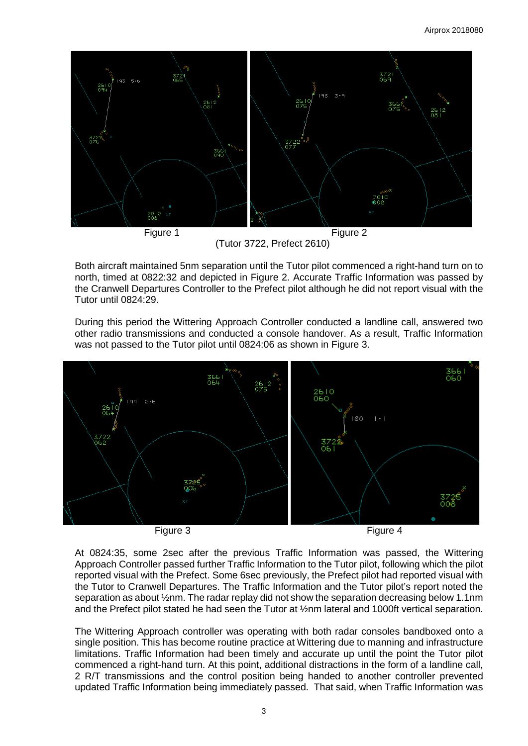Figure 1

Figure 2

(Tutor 3722, Prefect 2610)

Both aircraft maintained 5nm separation until the Tutor pilot commenced a right-hand turn on to north, timed at 0822:32 and depicted in Figure 2. Accurate Traffic Information was passed by the Cranwell Departures Controller to the Prefect pilot although he did not report visual with the Tutor until 0824:29.

During this period the Wittering Approach Controller conducted a landline call, answered two other radio transmissions and conducted a console handover. As a result, Traffic Information was not passed to the Tutor pilot until 0824:06 as shown in Figure 3.

Figure 3

Figure 4

At 0824:35, some 2sec after the previous Traffic Information was passed, the Wittering Approach Controller passed further Traffic Information to the Tutor pilot, following which the pilot reported visual with the Prefect. Some 6sec previously, the Prefect pilot had reported visual with the Tutor to Cranwell Departures. The Traffic Information and the Tutor pilot's report noted the separation as about ½nm. The radar replay did not show the separation decreasing below 1.1nm and the Prefect pilot stated he had seen the Tutor at ½nm lateral and 1000ft vertical separation.

The Wittering Approach controller was operating with both radar consoles bandboxed onto a single position. This has become routine practice at Wittering due to manning and infrastructure limitations. Traffic Information had been timely and accurate up until the point the Tutor pilot commenced a right-hand turn. At this point, additional distractions in the form of a landline call, 2 R/T transmissions and the control position being handed to another controller prevented updated Traffic Information being immediately passed. That said, when Traffic Information was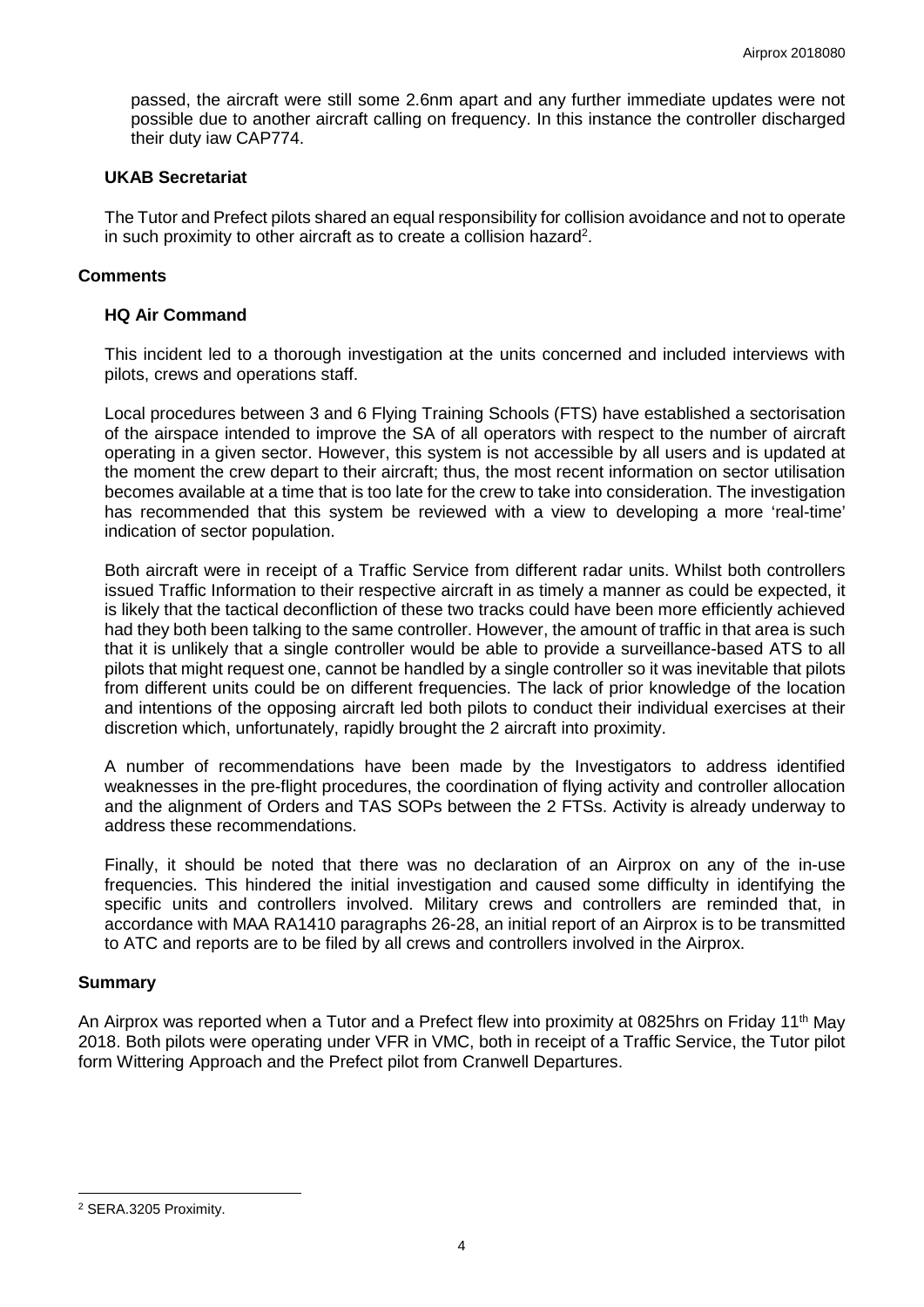passed, the aircraft were still some 2.6nm apart and any further immediate updates were not possible due to another aircraft calling on frequency. In this instance the controller discharged their duty iaw CAP774.

### UKAB Secretariat

The Tutor and Prefect pilots shared an equal responsibility for collision avoidance and not to operate in such proximity to other aircraft as to create a collision hazard[2].

## Comments

### HQ Air Command

This incident led to a thorough investigation at the units concerned and included interviews with pilots, crews and operations staff.

Local procedures between 3 and 6 Flying Training Schools (FTS) have established a sectorisation of the airspace intended to improve the SA of all operators with respect to the number of aircraft operating in a given sector. However, this system is not accessible by all users and is updated at the moment the crew depart to their aircraft; thus, the most recent information on sector utilisation becomes available at a time that is too late for the crew to take into consideration. The investigation has recommended that this system be reviewed with a view to developing a more 'real-time' indication of sector population.

Both aircraft were in receipt of a Traffic Service from different radar units. Whilst both controllers issued Traffic Information to their respective aircraft in as timely a manner as could be expected, it is likely that the tactical deconfliction of these two tracks could have been more efficiently achieved had they both been talking to the same controller. However, the amount of traffic in that area is such that it is unlikely that a single controller would be able to provide a surveillance-based ATS to all pilots that might request one, cannot be handled by a single controller so it was inevitable that pilots from different units could be on different frequencies. The lack of prior knowledge of the location and intentions of the opposing aircraft led both pilots to conduct their individual exercises at their discretion which, unfortunately, rapidly brought the 2 aircraft into proximity.

A number of recommendations have been made by the Investigators to address identified weaknesses in the pre-flight procedures, the coordination of flying activity and controller allocation and the alignment of Orders and TAS SOPs between the 2 FTSs. Activity is already underway to address these recommendations.

Finally, it should be noted that there was no declaration of an Airprox on any of the in-use frequencies. This hindered the initial investigation and caused some difficulty in identifying the specific units and controllers involved. Military crews and controllers are reminded that, in accordance with MAA RA1410 paragraphs 26-28, an initial report of an Airprox is to be transmitted to ATC and reports are to be filed by all crews and controllers involved in the Airprox.

## Summary

An Airprox was reported when a Tutor and a Prefect flew into proximity at 0825hrs on Friday 11th May 2018. Both pilots were operating under VFR in VMC, both in receipt of a Traffic Service, the Tutor pilot form Wittering Approach and the Prefect pilot from Cranwell Departures.

---

[2] SERA.3205 Proximity.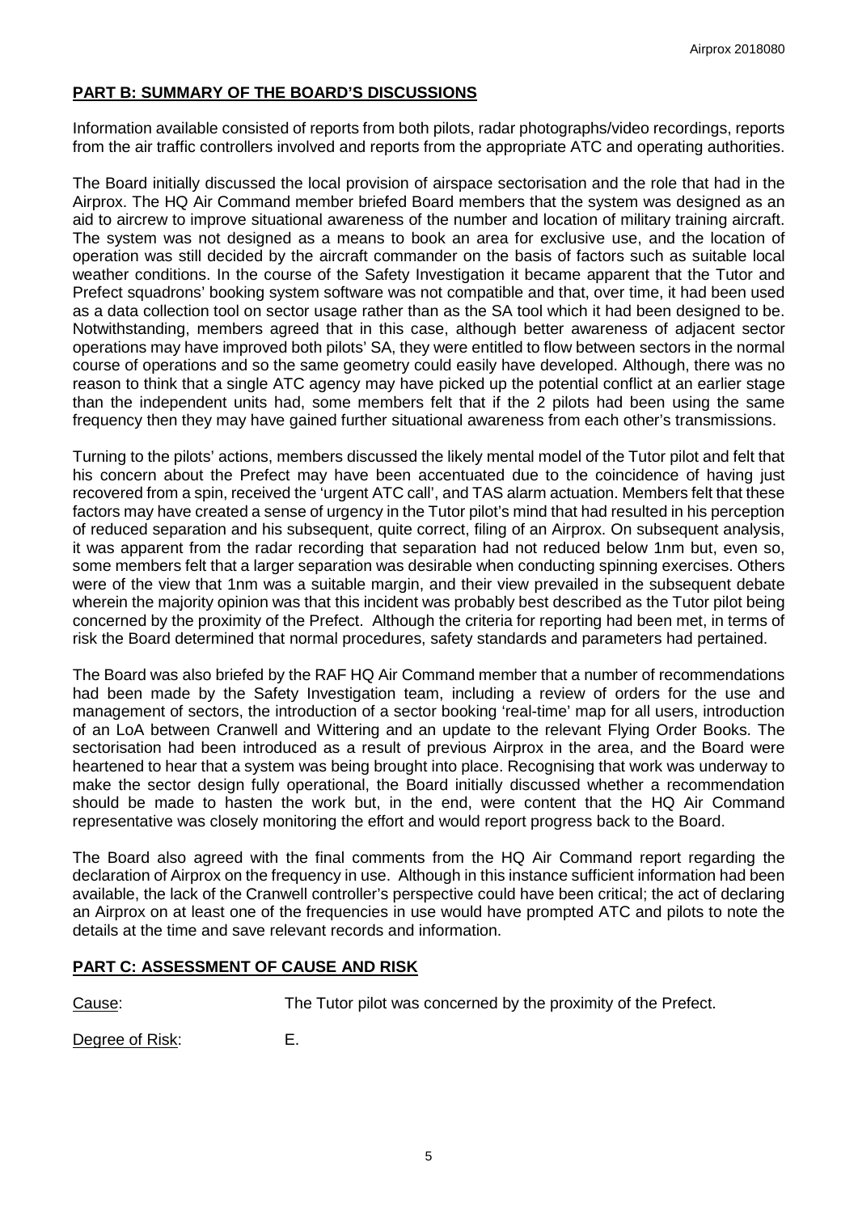## PART B: SUMMARY OF THE BOARD'S DISCUSSIONS

Information available consisted of reports from both pilots, radar photographs/video recordings, reports from the air traffic controllers involved and reports from the appropriate ATC and operating authorities.

The Board initially discussed the local provision of airspace sectorisation and the role that had in the Airprox. The HQ Air Command member briefed Board members that the system was designed as an aid to aircrew to improve situational awareness of the number and location of military training aircraft. The system was not designed as a means to book an area for exclusive use, and the location of operation was still decided by the aircraft commander on the basis of factors such as suitable local weather conditions. In the course of the Safety Investigation it became apparent that the Tutor and Prefect squadrons' booking system software was not compatible and that, over time, it had been used as a data collection tool on sector usage rather than as the SA tool which it had been designed to be. Notwithstanding, members agreed that in this case, although better awareness of adjacent sector operations may have improved both pilots' SA, they were entitled to flow between sectors in the normal course of operations and so the same geometry could easily have developed. Although, there was no reason to think that a single ATC agency may have picked up the potential conflict at an earlier stage than the independent units had, some members felt that if the 2 pilots had been using the same frequency then they may have gained further situational awareness from each other's transmissions.

Turning to the pilots' actions, members discussed the likely mental model of the Tutor pilot and felt that his concern about the Prefect may have been accentuated due to the coincidence of having just recovered from a spin, received the 'urgent ATC call', and TAS alarm actuation. Members felt that these factors may have created a sense of urgency in the Tutor pilot's mind that had resulted in his perception of reduced separation and his subsequent, quite correct, filing of an Airprox. On subsequent analysis, it was apparent from the radar recording that separation had not reduced below 1nm but, even so, some members felt that a larger separation was desirable when conducting spinning exercises. Others were of the view that 1nm was a suitable margin, and their view prevailed in the subsequent debate wherein the majority opinion was that this incident was probably best described as the Tutor pilot being concerned by the proximity of the Prefect. Although the criteria for reporting had been met, in terms of risk the Board determined that normal procedures, safety standards and parameters had pertained.

The Board was also briefed by the RAF HQ Air Command member that a number of recommendations had been made by the Safety Investigation team, including a review of orders for the use and management of sectors, the introduction of a sector booking 'real-time' map for all users, introduction of an LoA between Cranwell and Wittering and an update to the relevant Flying Order Books. The sectorisation had been introduced as a result of previous Airprox in the area, and the Board were heartened to hear that a system was being brought into place. Recognising that work was underway to make the sector design fully operational, the Board initially discussed whether a recommendation should be made to hasten the work but, in the end, were content that the HQ Air Command representative was closely monitoring the effort and would report progress back to the Board.

The Board also agreed with the final comments from the HQ Air Command report regarding the declaration of Airprox on the frequency in use. Although in this instance sufficient information had been available, the lack of the Cranwell controller's perspective could have been critical; the act of declaring an Airprox on at least one of the frequencies in use would have prompted ATC and pilots to note the details at the time and save relevant records and information.

## PART C: ASSESSMENT OF CAUSE AND RISK

Cause: The Tutor pilot was concerned by the proximity of the Prefect.

Degree of Risk: E.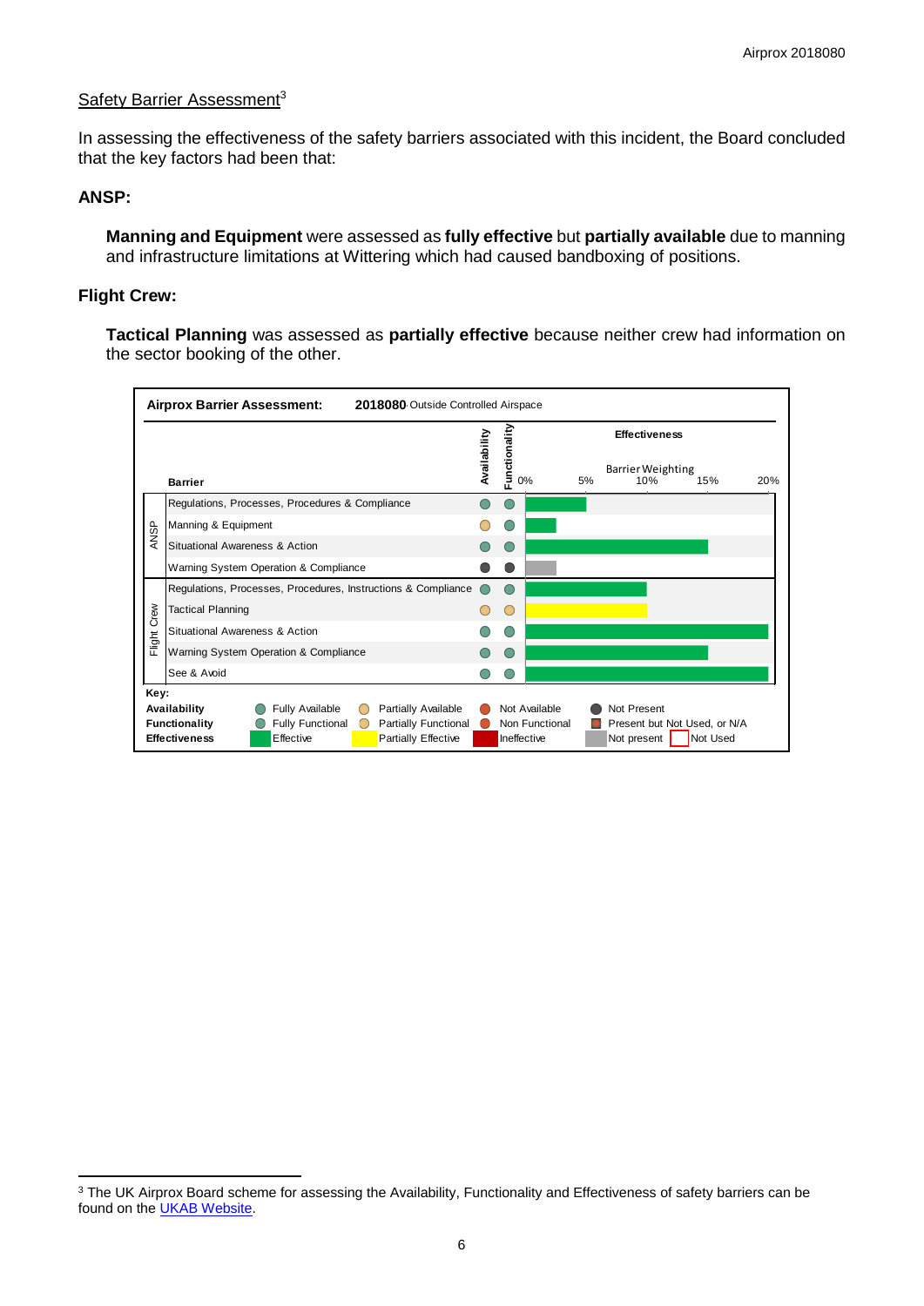## Safety Barrier Assessment[3]

In assessing the effectiveness of the safety barriers associated with this incident, the Board concluded that the key factors had been that:

### ANSP:

**Manning and Equipment** were assessed as **fully effective** but **partially available** due to manning and infrastructure limitations at Wittering which had caused bandboxing of positions.

### Flight Crew:

**Tactical Planning** was assessed as **partially effective** because neither crew had information on the sector booking of the other.

**Airprox Barrier Assessment:** **2018080** Outside Controlled Airspace

Barrier
Availability
Functionality
Effectiveness
Barrier Weighting
0%
5%
10%
15%
20%

ANSP
Regulations, Processes, Procedures & Compliance
Manning & Equipment
Situational Awareness & Action
Warning System Operation & Compliance

Flight Crew
Regulations, Processes, Procedures, Instructions & Compliance
Tactical Planning
Situational Awareness & Action
Warning System Operation & Compliance
See & Avoid

Key:
Availability: Fully Available, Partially Available, Not Available, Not Present
Functionality: Fully Functional, Partially Functional, Non Functional, Present but Not Used, or N/A
Effectiveness: Effective, Partially Effective, Ineffective, Not present, Not Used

---

[3] The UK Airprox Board scheme for assessing the Availability, Functionality and Effectiveness of safety barriers can be found on the UKAB Website.